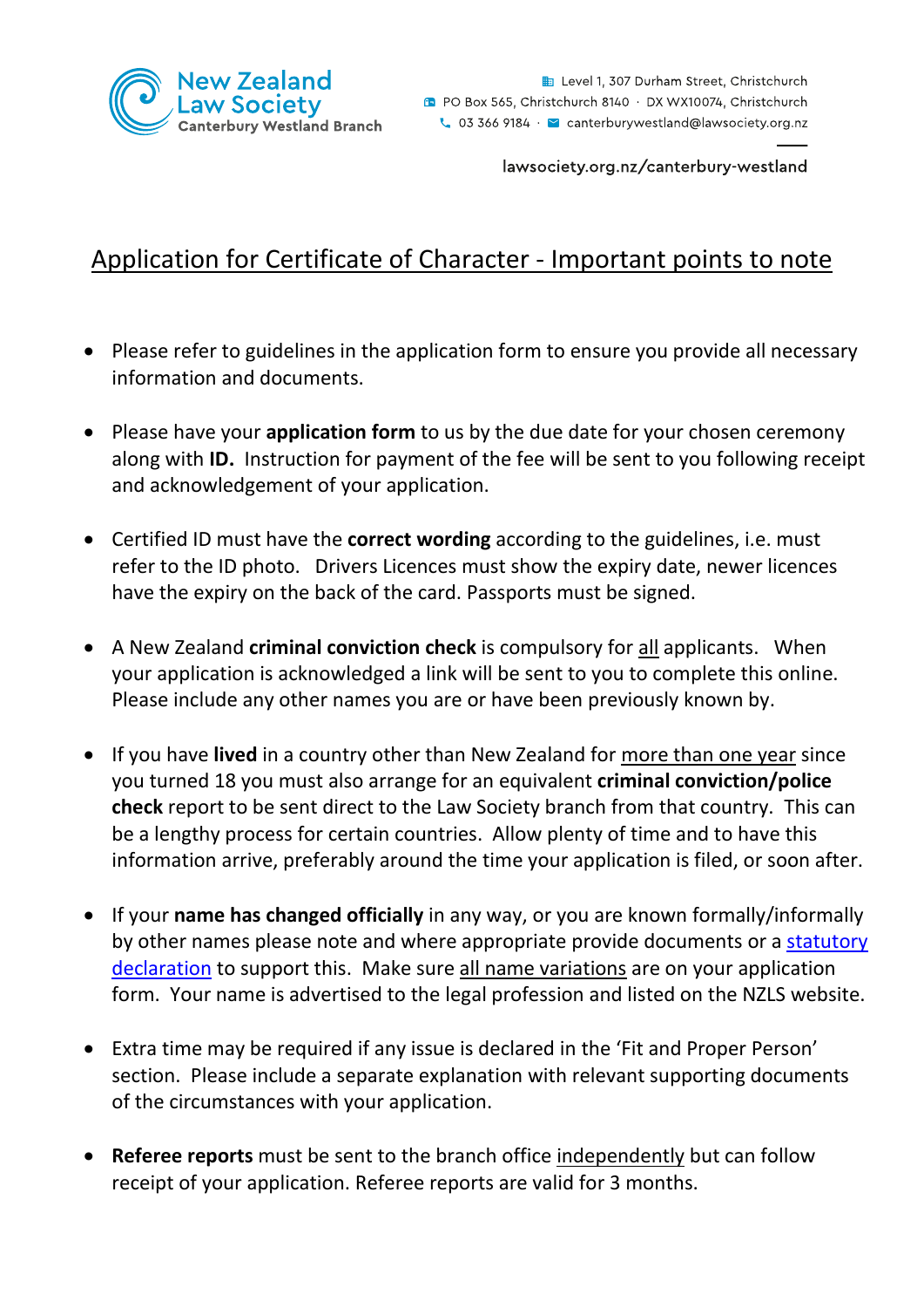New Zealand Law Society
Canterbury Westland Branch

Level 1, 307 Durham Street, Christchurch
PO Box 565, Christchurch 8140 · DX WX10074, Christchurch
03 366 9184 · canterburywestland@lawsociety.org.nz

lawsociety.org.nz/canterbury-westland

# Application for Certificate of Character - Important points to note

- Please refer to guidelines in the application form to ensure you provide all necessary information and documents.

- Please have your **application form** to us by the due date for your chosen ceremony along with **ID.** Instruction for payment of the fee will be sent to you following receipt and acknowledgement of your application.

- Certified ID must have the **correct wording** according to the guidelines, i.e. must refer to the ID photo. Drivers Licences must show the expiry date, newer licences have the expiry on the back of the card. Passports must be signed.

- A New Zealand **criminal conviction check** is compulsory for all applicants. When your application is acknowledged a link will be sent to you to complete this online. Please include any other names you are or have been previously known by.

- If you have **lived** in a country other than New Zealand for more than one year since you turned 18 you must also arrange for an equivalent **criminal conviction/police check** report to be sent direct to the Law Society branch from that country. This can be a lengthy process for certain countries. Allow plenty of time and to have this information arrive, preferably around the time your application is filed, or soon after.

- If your **name has changed officially** in any way, or you are known formally/informally by other names please note and where appropriate provide documents or a statutory declaration to support this. Make sure all name variations are on your application form. Your name is advertised to the legal profession and listed on the NZLS website.

- Extra time may be required if any issue is declared in the 'Fit and Proper Person' section. Please include a separate explanation with relevant supporting documents of the circumstances with your application.

- **Referee reports** must be sent to the branch office independently but can follow receipt of your application. Referee reports are valid for 3 months.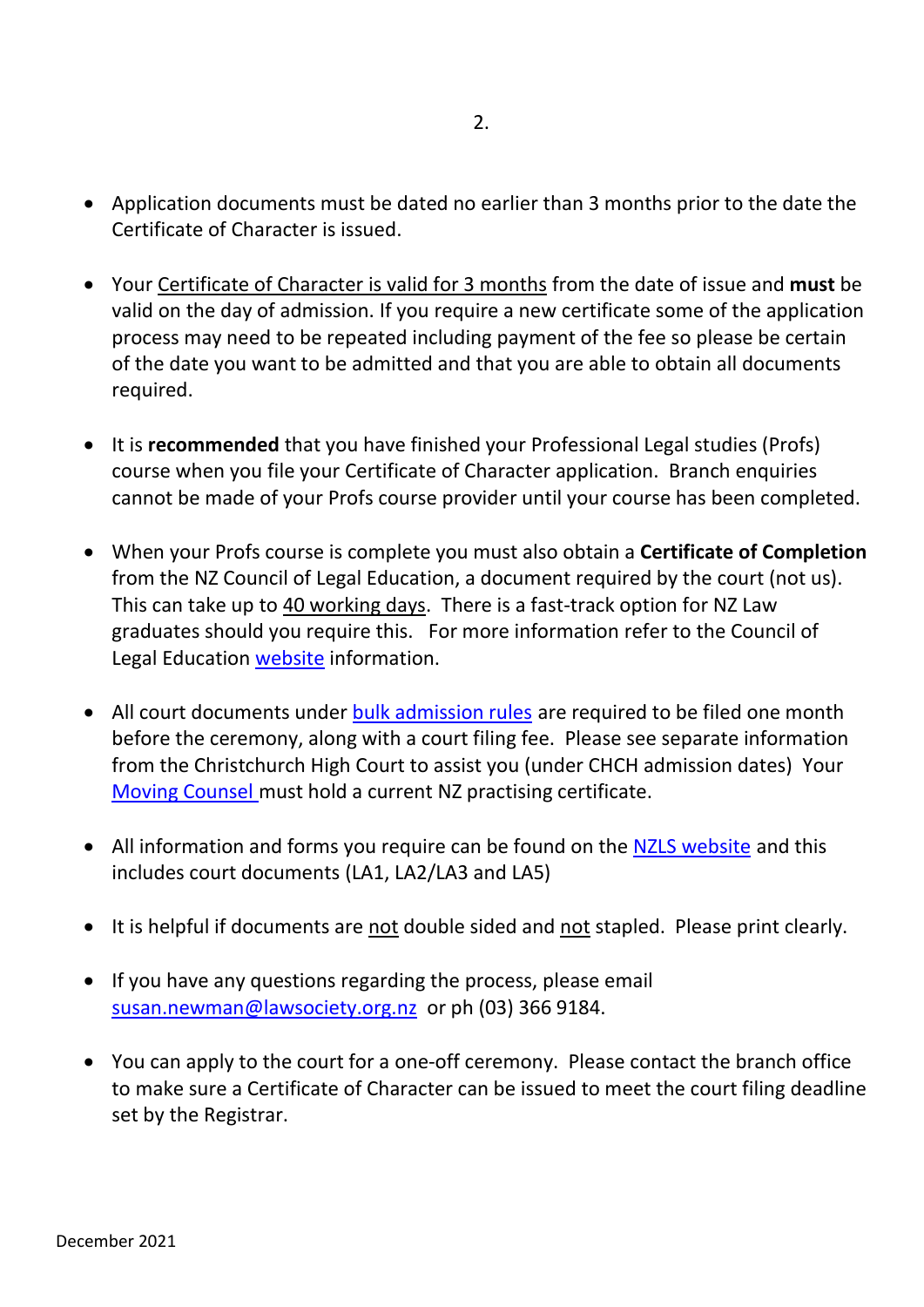- Application documents must be dated no earlier than 3 months prior to the date the Certificate of Character is issued.

- Your Certificate of Character is valid for 3 months from the date of issue and **must** be valid on the day of admission. If you require a new certificate some of the application process may need to be repeated including payment of the fee so please be certain of the date you want to be admitted and that you are able to obtain all documents required.

- It is **recommended** that you have finished your Professional Legal studies (Profs) course when you file your Certificate of Character application. Branch enquiries cannot be made of your Profs course provider until your course has been completed.

- When your Profs course is complete you must also obtain a **Certificate of Completion** from the NZ Council of Legal Education, a document required by the court (not us). This can take up to 40 working days. There is a fast-track option for NZ Law graduates should you require this. For more information refer to the Council of Legal Education website information.

- All court documents under bulk admission rules are required to be filed one month before the ceremony, along with a court filing fee. Please see separate information from the Christchurch High Court to assist you (under CHCH admission dates) Your Moving Counsel must hold a current NZ practising certificate.

- All information and forms you require can be found on the NZLS website and this includes court documents (LA1, LA2/LA3 and LA5)

- It is helpful if documents are not double sided and not stapled. Please print clearly.

- If you have any questions regarding the process, please email susan.newman@lawsociety.org.nz or ph (03) 366 9184.

- You can apply to the court for a one-off ceremony. Please contact the branch office to make sure a Certificate of Character can be issued to meet the court filing deadline set by the Registrar.

December 2021